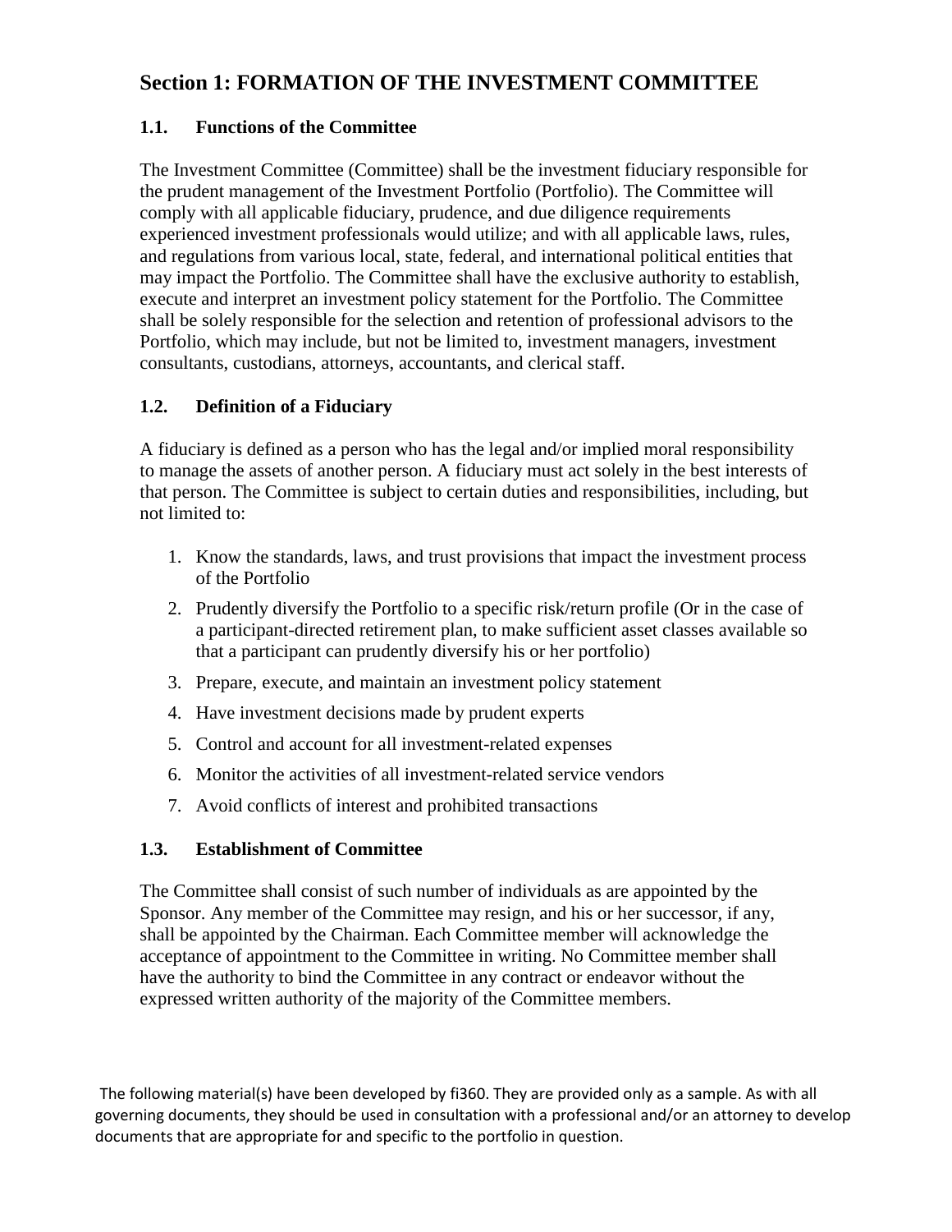## Section 1: FORMATION OF THE INVESTMENT COMMITTEE

### 1.1. Functions of the Committee

The Investment Committee (Committee) shall be the investment fiduciary responsible for the prudent management of the Investment Portfolio (Portfolio). The Committee will comply with all applicable fiduciary, prudence, and due diligence requirements experienced investment professionals would utilize; and with all applicable laws, rules, and regulations from various local, state, federal, and international political entities that may impact the Portfolio. The Committee shall have the exclusive authority to establish, execute and interpret an investment policy statement for the Portfolio. The Committee shall be solely responsible for the selection and retention of professional advisors to the Portfolio, which may include, but not be limited to, investment managers, investment consultants, custodians, attorneys, accountants, and clerical staff.

### 1.2. Definition of a Fiduciary

A fiduciary is defined as a person who has the legal and/or implied moral responsibility to manage the assets of another person. A fiduciary must act solely in the best interests of that person. The Committee is subject to certain duties and responsibilities, including, but not limited to:

1. Know the standards, laws, and trust provisions that impact the investment process of the Portfolio
2. Prudently diversify the Portfolio to a specific risk/return profile (Or in the case of a participant-directed retirement plan, to make sufficient asset classes available so that a participant can prudently diversify his or her portfolio)
3. Prepare, execute, and maintain an investment policy statement
4. Have investment decisions made by prudent experts
5. Control and account for all investment-related expenses
6. Monitor the activities of all investment-related service vendors
7. Avoid conflicts of interest and prohibited transactions

### 1.3. Establishment of Committee

The Committee shall consist of such number of individuals as are appointed by the Sponsor. Any member of the Committee may resign, and his or her successor, if any, shall be appointed by the Chairman. Each Committee member will acknowledge the acceptance of appointment to the Committee in writing. No Committee member shall have the authority to bind the Committee in any contract or endeavor without the expressed written authority of the majority of the Committee members.

The following material(s) have been developed by fi360. They are provided only as a sample. As with all governing documents, they should be used in consultation with a professional and/or an attorney to develop documents that are appropriate for and specific to the portfolio in question.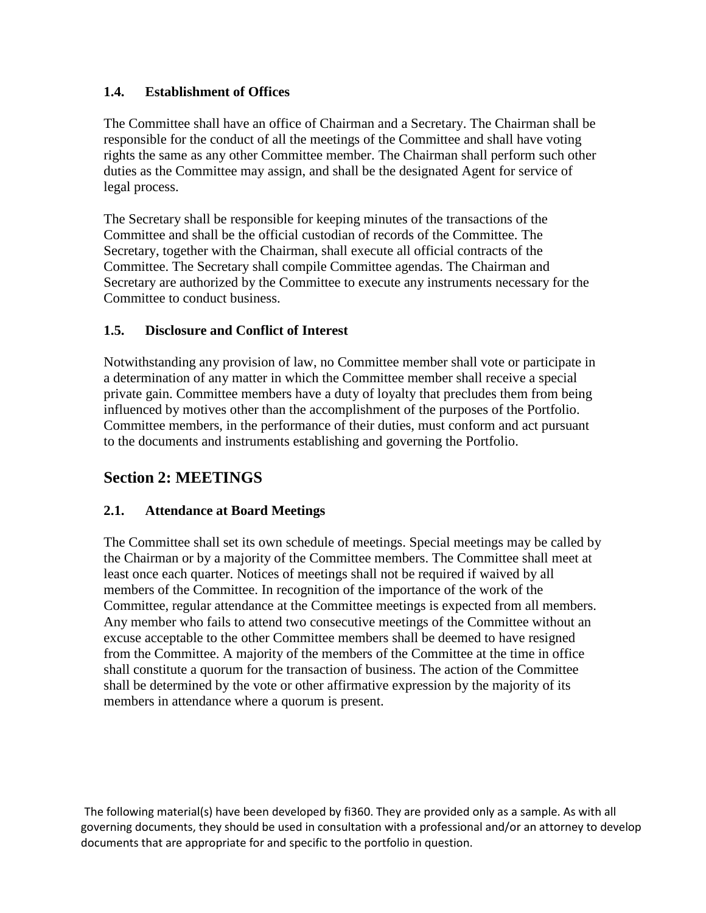### 1.4. Establishment of Offices

The Committee shall have an office of Chairman and a Secretary. The Chairman shall be responsible for the conduct of all the meetings of the Committee and shall have voting rights the same as any other Committee member. The Chairman shall perform such other duties as the Committee may assign, and shall be the designated Agent for service of legal process.

The Secretary shall be responsible for keeping minutes of the transactions of the Committee and shall be the official custodian of records of the Committee. The Secretary, together with the Chairman, shall execute all official contracts of the Committee. The Secretary shall compile Committee agendas. The Chairman and Secretary are authorized by the Committee to execute any instruments necessary for the Committee to conduct business.

### 1.5. Disclosure and Conflict of Interest

Notwithstanding any provision of law, no Committee member shall vote or participate in a determination of any matter in which the Committee member shall receive a special private gain. Committee members have a duty of loyalty that precludes them from being influenced by motives other than the accomplishment of the purposes of the Portfolio. Committee members, in the performance of their duties, must conform and act pursuant to the documents and instruments establishing and governing the Portfolio.

## Section 2: MEETINGS

### 2.1. Attendance at Board Meetings

The Committee shall set its own schedule of meetings. Special meetings may be called by the Chairman or by a majority of the Committee members. The Committee shall meet at least once each quarter. Notices of meetings shall not be required if waived by all members of the Committee. In recognition of the importance of the work of the Committee, regular attendance at the Committee meetings is expected from all members. Any member who fails to attend two consecutive meetings of the Committee without an excuse acceptable to the other Committee members shall be deemed to have resigned from the Committee. A majority of the members of the Committee at the time in office shall constitute a quorum for the transaction of business. The action of the Committee shall be determined by the vote or other affirmative expression by the majority of its members in attendance where a quorum is present.

The following material(s) have been developed by fi360. They are provided only as a sample. As with all governing documents, they should be used in consultation with a professional and/or an attorney to develop documents that are appropriate for and specific to the portfolio in question.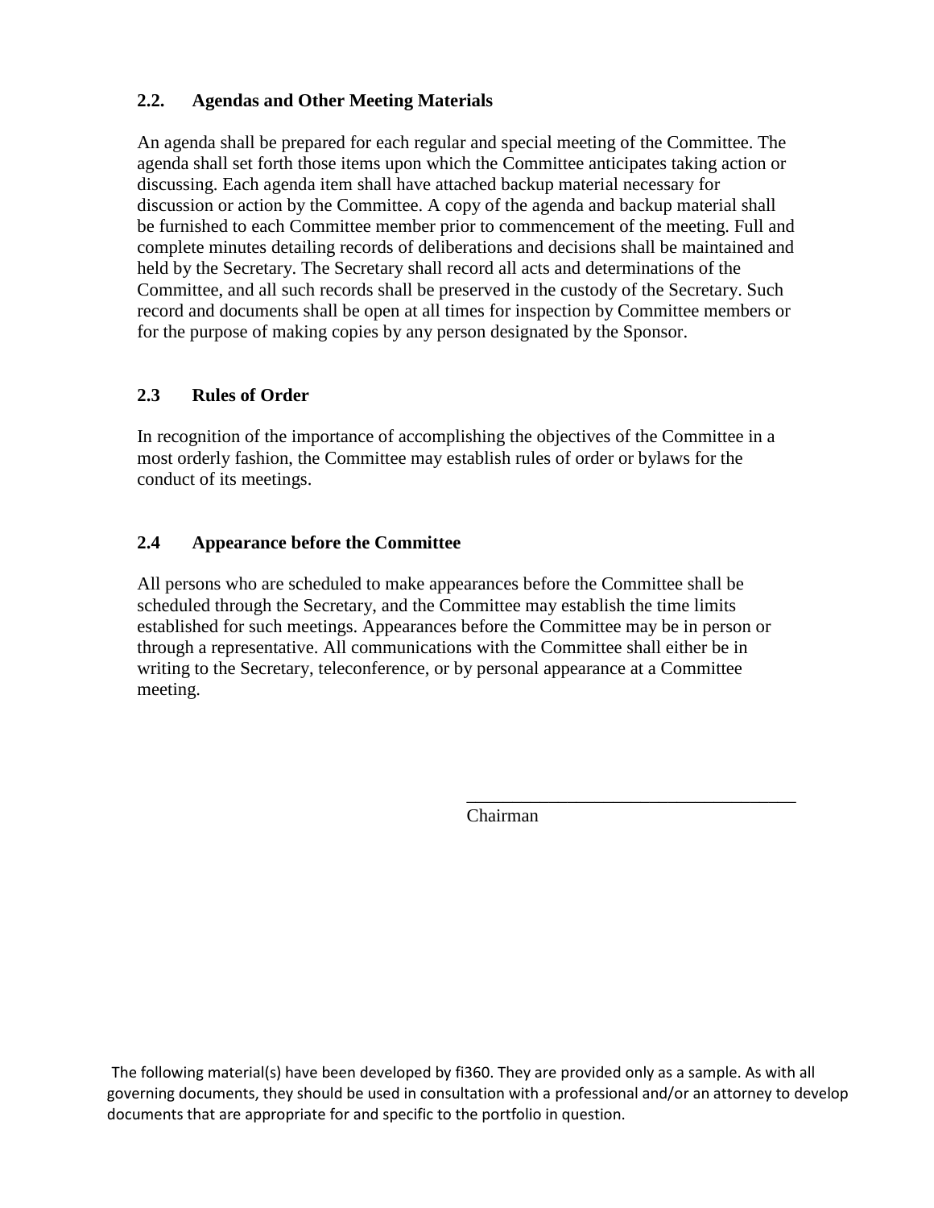### 2.2. Agendas and Other Meeting Materials

An agenda shall be prepared for each regular and special meeting of the Committee. The agenda shall set forth those items upon which the Committee anticipates taking action or discussing. Each agenda item shall have attached backup material necessary for discussion or action by the Committee. A copy of the agenda and backup material shall be furnished to each Committee member prior to commencement of the meeting. Full and complete minutes detailing records of deliberations and decisions shall be maintained and held by the Secretary. The Secretary shall record all acts and determinations of the Committee, and all such records shall be preserved in the custody of the Secretary. Such record and documents shall be open at all times for inspection by Committee members or for the purpose of making copies by any person designated by the Sponsor.

### 2.3 Rules of Order

In recognition of the importance of accomplishing the objectives of the Committee in a most orderly fashion, the Committee may establish rules of order or bylaws for the conduct of its meetings.

### 2.4 Appearance before the Committee

All persons who are scheduled to make appearances before the Committee shall be scheduled through the Secretary, and the Committee may establish the time limits established for such meetings. Appearances before the Committee may be in person or through a representative. All communications with the Committee shall either be in writing to the Secretary, teleconference, or by personal appearance at a Committee meeting.

____________________________________
Chairman

The following material(s) have been developed by fi360. They are provided only as a sample. As with all governing documents, they should be used in consultation with a professional and/or an attorney to develop documents that are appropriate for and specific to the portfolio in question.